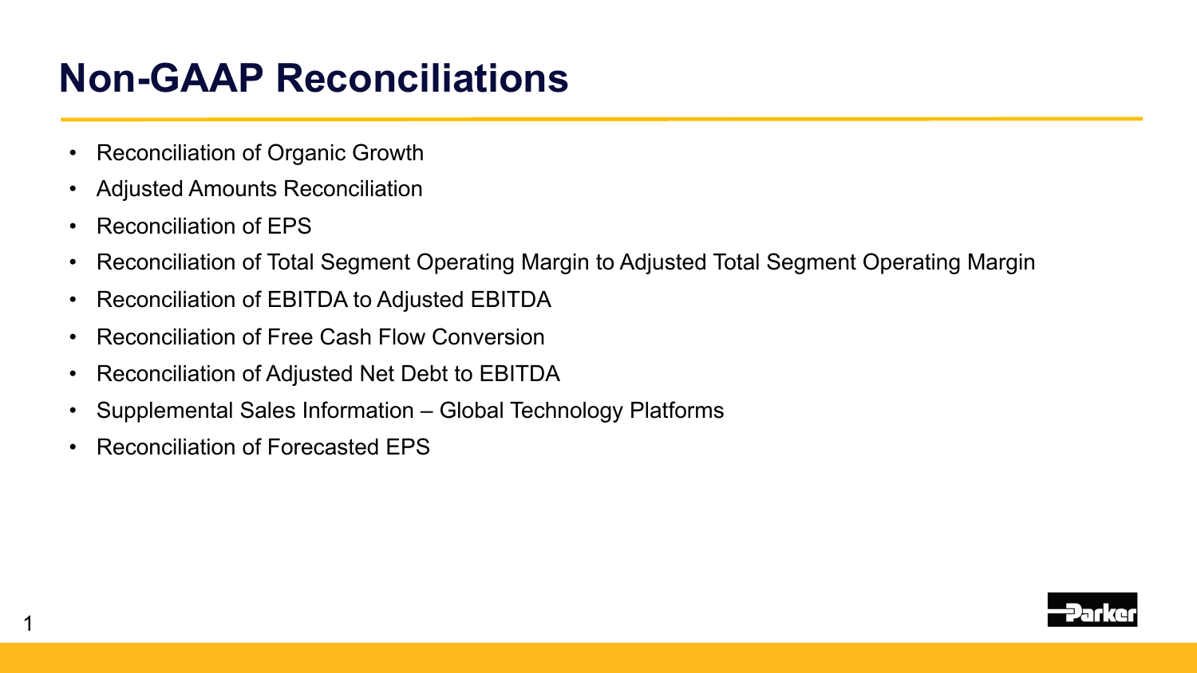# Non-GAAP Reconciliations

- Reconciliation of Organic Growth
- Adjusted Amounts Reconciliation
- Reconciliation of EPS
- Reconciliation of Total Segment Operating Margin to Adjusted Total Segment Operating Margin
- Reconciliation of EBITDA to Adjusted EBITDA
- Reconciliation of Free Cash Flow Conversion
- Reconciliation of Adjusted Net Debt to EBITDA
- Supplemental Sales Information – Global Technology Platforms
- Reconciliation of Forecasted EPS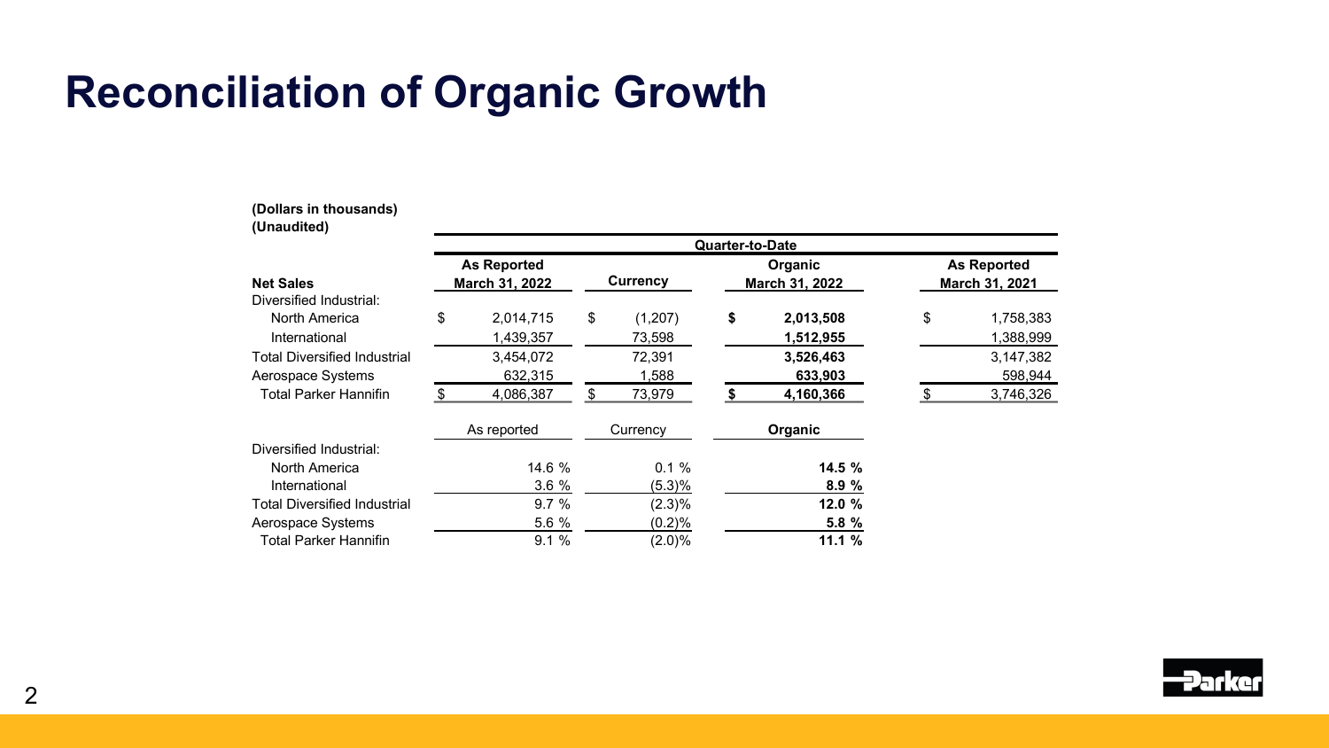# Reconciliation of Organic Growth

**(Dollars in thousands)**
**(Unaudited)**

| | Quarter-to-Date | | | |
|---|---|---|---|---|
| **Net Sales** | **As Reported March 31, 2022** | **Currency** | **Organic March 31, 2022** | **As Reported March 31, 2021** |
| Diversified Industrial: | | | | |
| North America | $ 2,014,715 | $ (1,207) | **$ 2,013,508** | $ 1,758,383 |
| International | 1,439,357 | 73,598 | **1,512,955** | 1,388,999 |
| Total Diversified Industrial | 3,454,072 | 72,391 | **3,526,463** | 3,147,382 |
| Aerospace Systems | 632,315 | 1,588 | **633,903** | 598,944 |
| Total Parker Hannifin | $ 4,086,387 | $ 73,979 | **$ 4,160,366** | $ 3,746,326 |

| | As reported | Currency | **Organic** |
|---|---|---|---|
| Diversified Industrial: | | | |
| North America | 14.6 % | 0.1 % | **14.5 %** |
| International | 3.6 % | (5.3)% | **8.9 %** |
| Total Diversified Industrial | 9.7 % | (2.3)% | **12.0 %** |
| Aerospace Systems | 5.6 % | (0.2)% | **5.8 %** |
| Total Parker Hannifin | 9.1 % | (2.0)% | **11.1 %** |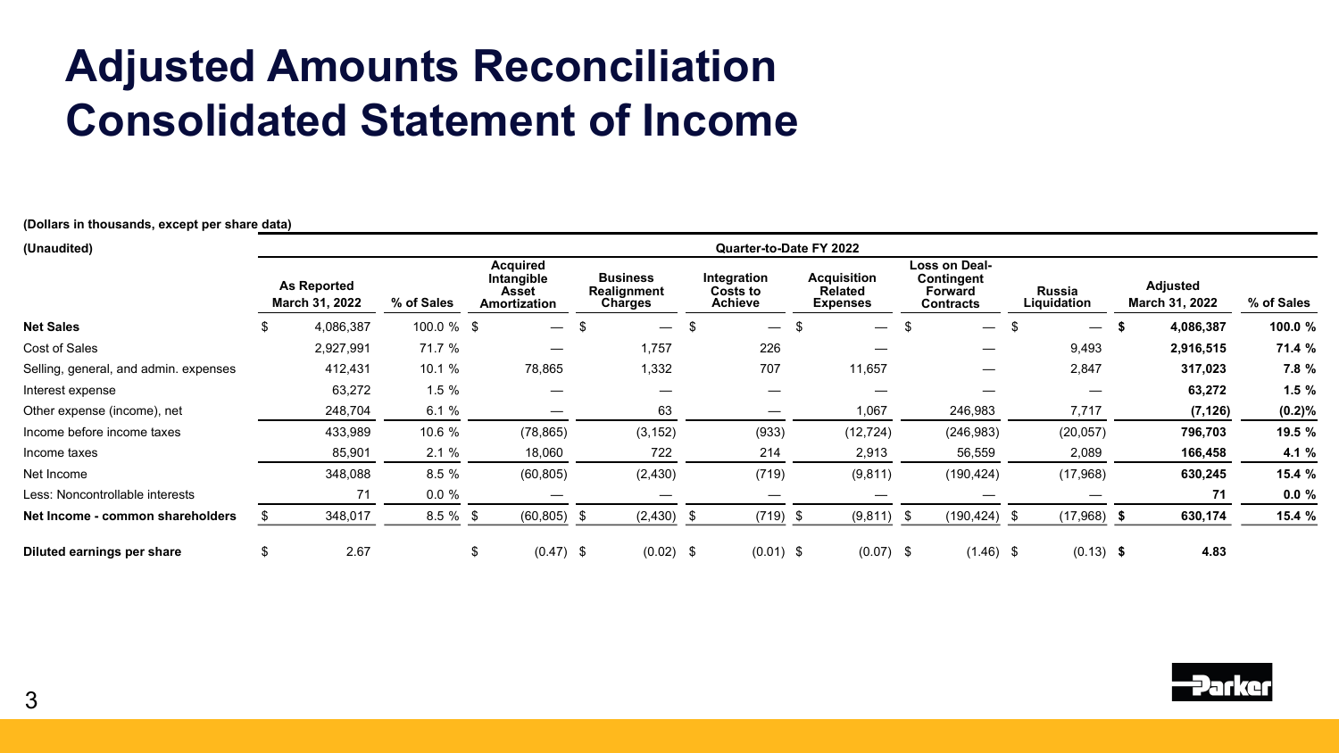# Adjusted Amounts Reconciliation Consolidated Statement of Income

**(Dollars in thousands, except per share data)**

**(Unaudited)**

| | Quarter-to-Date FY 2022 | | | | | | | | | | |
|---|---|---|---|---|---|---|---|---|---|---|---|
| | **As Reported March 31, 2022** | **% of Sales** | **Acquired Intangible Asset Amortization** | **Business Realignment Charges** | **Integration Costs to Achieve** | **Acquisition Related Expenses** | **Loss on Deal-Contingent Forward Contracts** | **Russia Liquidation** | **Adjusted March 31, 2022** | **% of Sales** |
| **Net Sales** | $ 4,086,387 | 100.0 % | $ — | $ — | $ — | $ — | $ — | $ — | **$ 4,086,387** | **100.0 %** |
| Cost of Sales | 2,927,991 | 71.7 % | — | 1,757 | 226 | — | — | 9,493 | **2,916,515** | **71.4 %** |
| Selling, general, and admin. expenses | 412,431 | 10.1 % | 78,865 | 1,332 | 707 | 11,657 | — | 2,847 | **317,023** | **7.8 %** |
| Interest expense | 63,272 | 1.5 % | — | — | — | — | — | — | **63,272** | **1.5 %** |
| Other expense (income), net | 248,704 | 6.1 % | — | 63 | — | 1,067 | 246,983 | 7,717 | **(7,126)** | **(0.2)%** |
| Income before income taxes | 433,989 | 10.6 % | (78,865) | (3,152) | (933) | (12,724) | (246,983) | (20,057) | **796,703** | **19.5 %** |
| Income taxes | 85,901 | 2.1 % | 18,060 | 722 | 214 | 2,913 | 56,559 | 2,089 | **166,458** | **4.1 %** |
| Net Income | 348,088 | 8.5 % | (60,805) | (2,430) | (719) | (9,811) | (190,424) | (17,968) | **630,245** | **15.4 %** |
| Less: Noncontrollable interests | 71 | 0.0 % | — | — | — | — | — | — | **71** | **0.0 %** |
| **Net Income - common shareholders** | $ 348,017 | 8.5 % | $ (60,805) | $ (2,430) | $ (719) | $ (9,811) | $ (190,424) | $ (17,968) | **$ 630,174** | **15.4 %** |
| **Diluted earnings per share** | $ 2.67 | | $ (0.47) | $ (0.02) | $ (0.01) | $ (0.07) | $ (1.46) | $ (0.13) | **$ 4.83** | |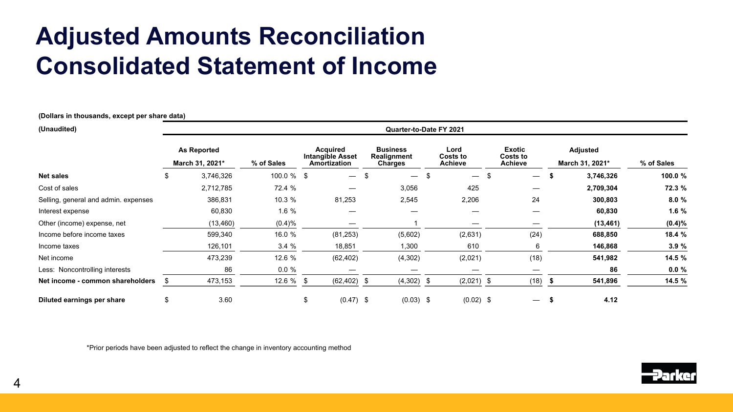# Adjusted Amounts Reconciliation
# Consolidated Statement of Income

**(Dollars in thousands, except per share data)**

| (Unaudited) | Quarter-to-Date FY 2021 | | | | | | | |
|---|---|---|---|---|---|---|---|---|
| | As Reported March 31, 2021* | % of Sales | Acquired Intangible Asset Amortization | Business Realignment Charges | Lord Costs to Achieve | Exotic Costs to Achieve | Adjusted March 31, 2021* | % of Sales |
| **Net sales** | $ 3,746,326 | 100.0 % | $ — | $ — | $ — | $ — | **$ 3,746,326** | **100.0 %** |
| Cost of sales | 2,712,785 | 72.4 % | — | 3,056 | 425 | — | **2,709,304** | **72.3 %** |
| Selling, general and admin. expenses | 386,831 | 10.3 % | 81,253 | 2,545 | 2,206 | 24 | **300,803** | **8.0 %** |
| Interest expense | 60,830 | 1.6 % | — | — | — | — | **60,830** | **1.6 %** |
| Other (income) expense, net | (13,460) | (0.4)% | — | 1 | — | — | **(13,461)** | **(0.4)%** |
| Income before income taxes | 599,340 | 16.0 % | (81,253) | (5,602) | (2,631) | (24) | **688,850** | **18.4 %** |
| Income taxes | 126,101 | 3.4 % | 18,851 | 1,300 | 610 | 6 | **146,868** | **3.9 %** |
| Net income | 473,239 | 12.6 % | (62,402) | (4,302) | (2,021) | (18) | **541,982** | **14.5 %** |
| Less: Noncontrolling interests | 86 | 0.0 % | — | — | — | — | **86** | **0.0 %** |
| **Net income - common shareholders** | $ 473,153 | 12.6 % | $ (62,402) | $ (4,302) | $ (2,021) | $ (18) | **$ 541,896** | **14.5 %** |
| **Diluted earnings per share** | $ 3.60 | | $ (0.47) | $ (0.03) | $ (0.02) | $ — | **$ 4.12** | |

*Prior periods have been adjusted to reflect the change in inventory accounting method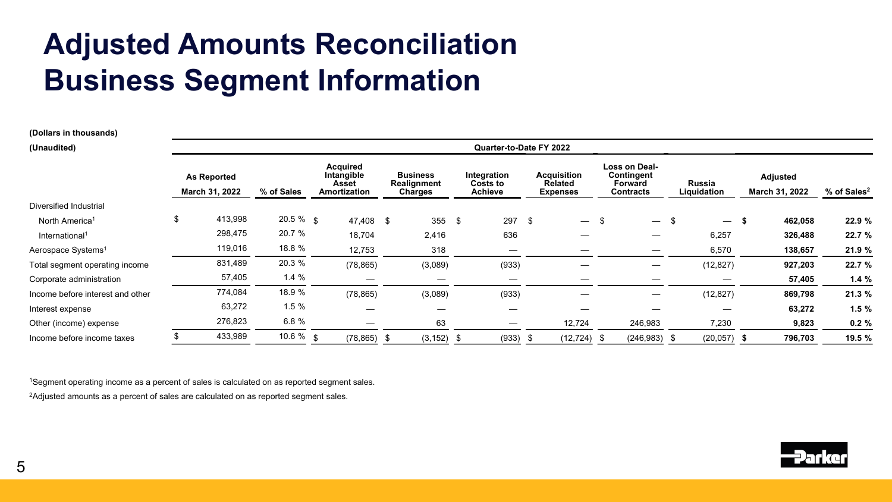# Adjusted Amounts Reconciliation
# Business Segment Information

(Dollars in thousands)

(Unaudited)

| | Quarter-to-Date FY 2022 | | | | | | | | | |
|---|---|---|---|---|---|---|---|---|---|---|
| | As Reported March 31, 2022 | % of Sales | Acquired Intangible Asset Amortization | Business Realignment Charges | Integration Costs to Achieve | Acquisition Related Expenses | Loss on Deal-Contingent Forward Contracts | Russia Liquidation | Adjusted March 31, 2022 | % of Sales[2] |
| Diversified Industrial | | | | | | | | | | |
| North America[1] | $ 413,998 | 20.5 % | $ 47,408 | $ 355 | $ 297 | $ — | $ — | $ — | **$ 462,058** | **22.9 %** |
| International[1] | 298,475 | 20.7 % | 18,704 | 2,416 | 636 | — | — | 6,257 | **326,488** | **22.7 %** |
| Aerospace Systems[1] | 119,016 | 18.8 % | 12,753 | 318 | — | — | — | 6,570 | **138,657** | **21.9 %** |
| Total segment operating income | 831,489 | 20.3 % | (78,865) | (3,089) | (933) | — | — | (12,827) | **927,203** | **22.7 %** |
| Corporate administration | 57,405 | 1.4 % | — | — | — | — | — | — | **57,405** | **1.4 %** |
| Income before interest and other | 774,084 | 18.9 % | (78,865) | (3,089) | (933) | — | — | (12,827) | **869,798** | **21.3 %** |
| Interest expense | 63,272 | 1.5 % | — | — | — | — | — | — | **63,272** | **1.5 %** |
| Other (income) expense | 276,823 | 6.8 % | — | 63 | — | 12,724 | 246,983 | 7,230 | **9,823** | **0.2 %** |
| Income before income taxes | $ 433,989 | 10.6 % | $ (78,865) | $ (3,152) | $ (933) | $ (12,724) | $ (246,983) | $ (20,057) | **$ 796,703** | **19.5 %** |

[1]Segment operating income as a percent of sales is calculated on as reported segment sales.

[2]Adjusted amounts as a percent of sales are calculated on as reported segment sales.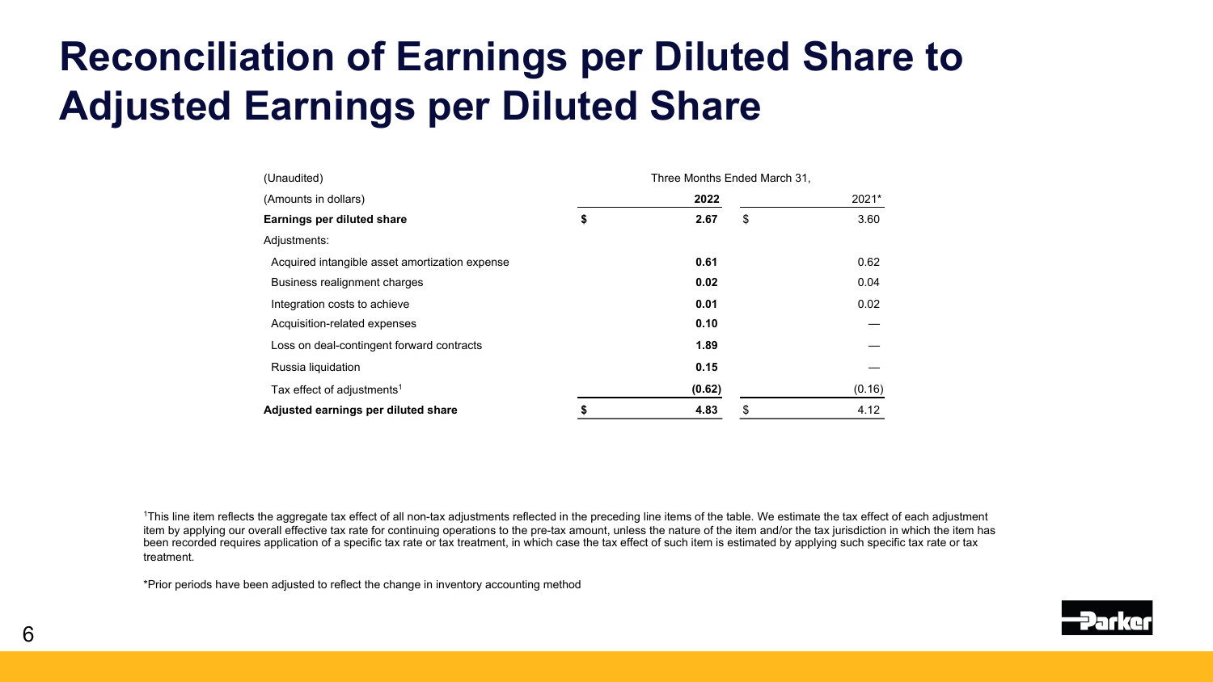# Reconciliation of Earnings per Diluted Share to Adjusted Earnings per Diluted Share

| (Unaudited) | Three Months Ended March 31, | |
|---|---|---|
| (Amounts in dollars) | **2022** | 2021* |
| **Earnings per diluted share** | **$ 2.67** | $ 3.60 |
| Adjustments: | | |
| Acquired intangible asset amortization expense | **0.61** | 0.62 |
| Business realignment charges | **0.02** | 0.04 |
| Integration costs to achieve | **0.01** | 0.02 |
| Acquisition-related expenses | **0.10** | — |
| Loss on deal-contingent forward contracts | **1.89** | — |
| Russia liquidation | **0.15** | — |
| Tax effect of adjustments[1] | **(0.62)** | (0.16) |
| **Adjusted earnings per diluted share** | **$ 4.83** | $ 4.12 |

[1]This line item reflects the aggregate tax effect of all non-tax adjustments reflected in the preceding line items of the table. We estimate the tax effect of each adjustment item by applying our overall effective tax rate for continuing operations to the pre-tax amount, unless the nature of the item and/or the tax jurisdiction in which the item has been recorded requires application of a specific tax rate or tax treatment, in which case the tax effect of such item is estimated by applying such specific tax rate or tax treatment.

*Prior periods have been adjusted to reflect the change in inventory accounting method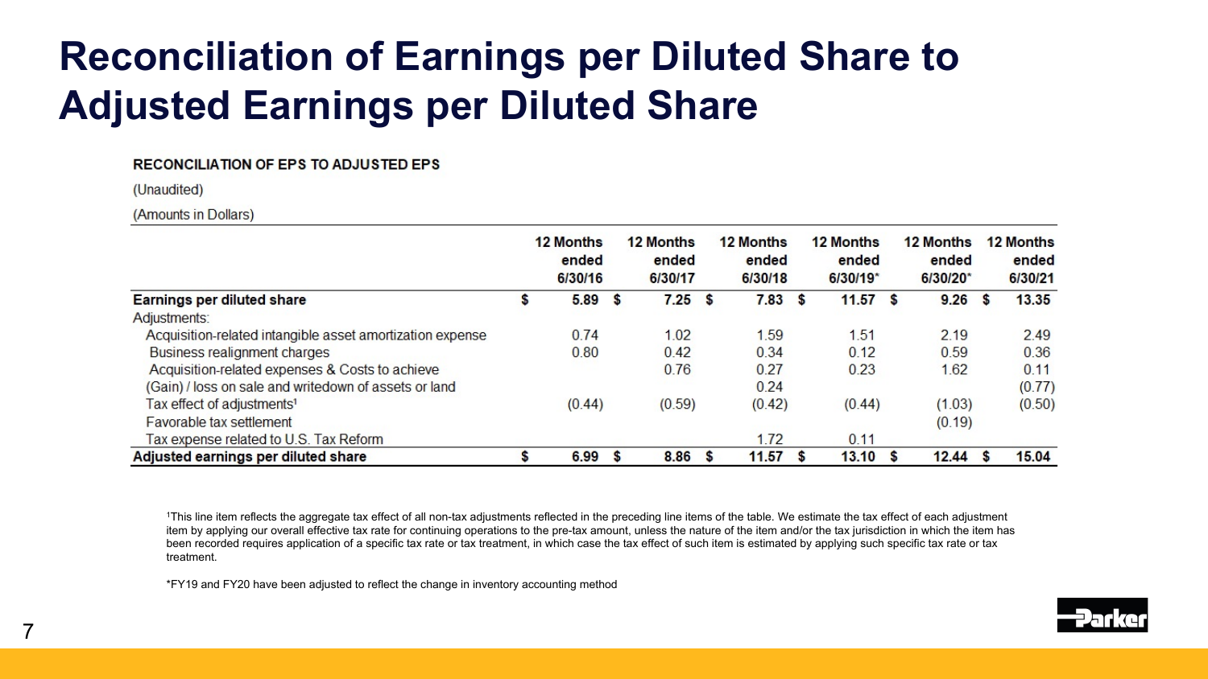# Reconciliation of Earnings per Diluted Share to Adjusted Earnings per Diluted Share

**RECONCILIATION OF EPS TO ADJUSTED EPS**

(Unaudited)

(Amounts in Dollars)

| | 12 Months ended 6/30/16 | 12 Months ended 6/30/17 | 12 Months ended 6/30/18 | 12 Months ended 6/30/19* | 12 Months ended 6/30/20* | 12 Months ended 6/30/21 |
|---|---|---|---|---|---|---|
| **Earnings per diluted share** | **$ 5.89** | **$ 7.25** | **$ 7.83** | **$ 11.57** | **$ 9.26** | **$ 13.35** |
| Adjustments: | | | | | | |
| Acquisition-related intangible asset amortization expense | 0.74 | 1.02 | 1.59 | 1.51 | 2.19 | 2.49 |
| Business realignment charges | 0.80 | 0.42 | 0.34 | 0.12 | 0.59 | 0.36 |
| Acquisition-related expenses & Costs to achieve | | 0.76 | 0.27 | 0.23 | 1.62 | 0.11 |
| (Gain) / loss on sale and writedown of assets or land | | | 0.24 | | | (0.77) |
| Tax effect of adjustments[1] | (0.44) | (0.59) | (0.42) | (0.44) | (1.03) | (0.50) |
| Favorable tax settlement | | | | | (0.19) | |
| Tax expense related to U.S. Tax Reform | | | 1.72 | 0.11 | | |
| **Adjusted earnings per diluted share** | **$ 6.99** | **$ 8.86** | **$ 11.57** | **$ 13.10** | **$ 12.44** | **$ 15.04** |

[1]This line item reflects the aggregate tax effect of all non-tax adjustments reflected in the preceding line items of the table. We estimate the tax effect of each adjustment item by applying our overall effective tax rate for continuing operations to the pre-tax amount, unless the nature of the item and/or the tax jurisdiction in which the item has been recorded requires application of a specific tax rate or tax treatment, in which case the tax effect of such item is estimated by applying such specific tax rate or tax treatment.

*FY19 and FY20 have been adjusted to reflect the change in inventory accounting method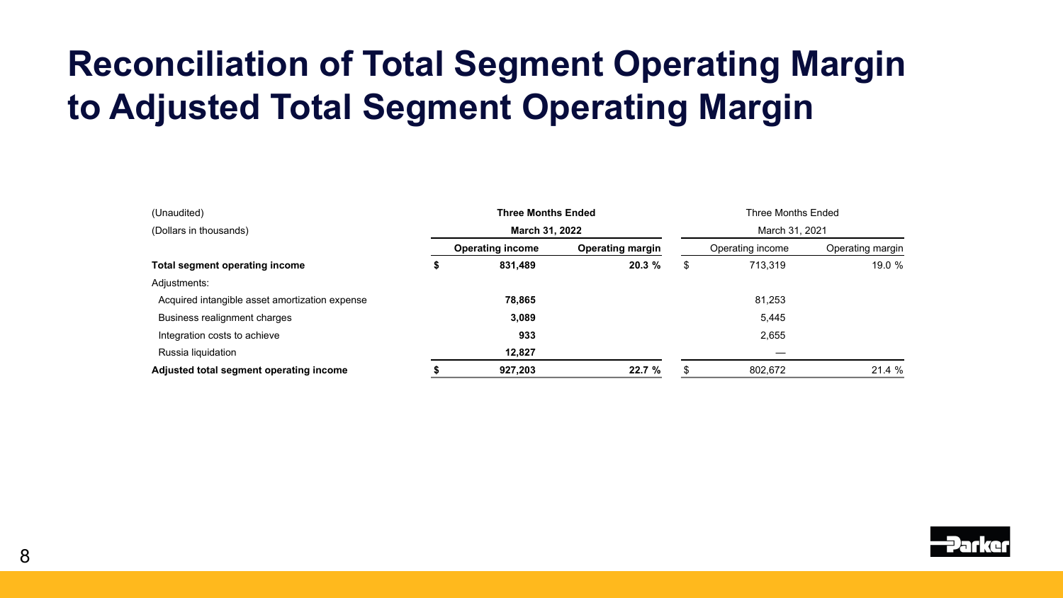# Reconciliation of Total Segment Operating Margin to Adjusted Total Segment Operating Margin

| (Unaudited) | Three Months Ended | | Three Months Ended | |
|---|---|---|---|---|
| (Dollars in thousands) | March 31, 2022 | | March 31, 2021 | |
| | Operating income | Operating margin | Operating income | Operating margin |
| **Total segment operating income** | $ 831,489 | 20.3 % | $ 713,319 | 19.0 % |
| Adjustments: | | | | |
| Acquired intangible asset amortization expense | 78,865 | | 81,253 | |
| Business realignment charges | 3,089 | | 5,445 | |
| Integration costs to achieve | 933 | | 2,655 | |
| Russia liquidation | 12,827 | | — | |
| **Adjusted total segment operating income** | $ 927,203 | 22.7 % | $ 802,672 | 21.4 % |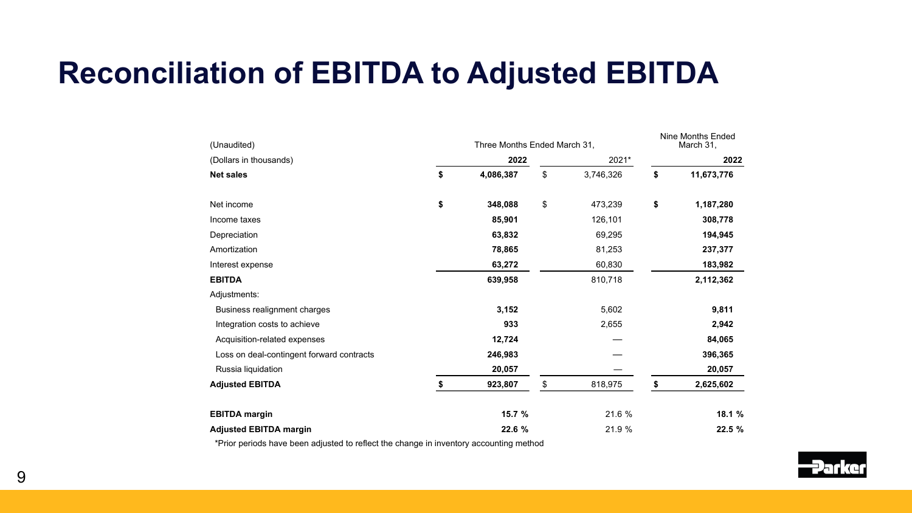# Reconciliation of EBITDA to Adjusted EBITDA

| (Unaudited) | Three Months Ended March 31, | | Nine Months Ended March 31, |
|---|---|---|---|
| (Dollars in thousands) | **2022** | 2021* | **2022** |
| **Net sales** | **$ 4,086,387** | $ 3,746,326 | **$ 11,673,776** |
| | | | |
| Net income | **$ 348,088** | $ 473,239 | **$ 1,187,280** |
| Income taxes | **85,901** | 126,101 | **308,778** |
| Depreciation | **63,832** | 69,295 | **194,945** |
| Amortization | **78,865** | 81,253 | **237,377** |
| Interest expense | **63,272** | 60,830 | **183,982** |
| **EBITDA** | **639,958** | 810,718 | **2,112,362** |
| Adjustments: | | | |
| Business realignment charges | **3,152** | 5,602 | **9,811** |
| Integration costs to achieve | **933** | 2,655 | **2,942** |
| Acquisition-related expenses | **12,724** | — | **84,065** |
| Loss on deal-contingent forward contracts | **246,983** | — | **396,365** |
| Russia liquidation | **20,057** | — | **20,057** |
| **Adjusted EBITDA** | **$ 923,807** | $ 818,975 | **$ 2,625,602** |
| | | | |
| **EBITDA margin** | **15.7 %** | 21.6 % | **18.1 %** |
| **Adjusted EBITDA margin** | **22.6 %** | 21.9 % | **22.5 %** |

*Prior periods have been adjusted to reflect the change in inventory accounting method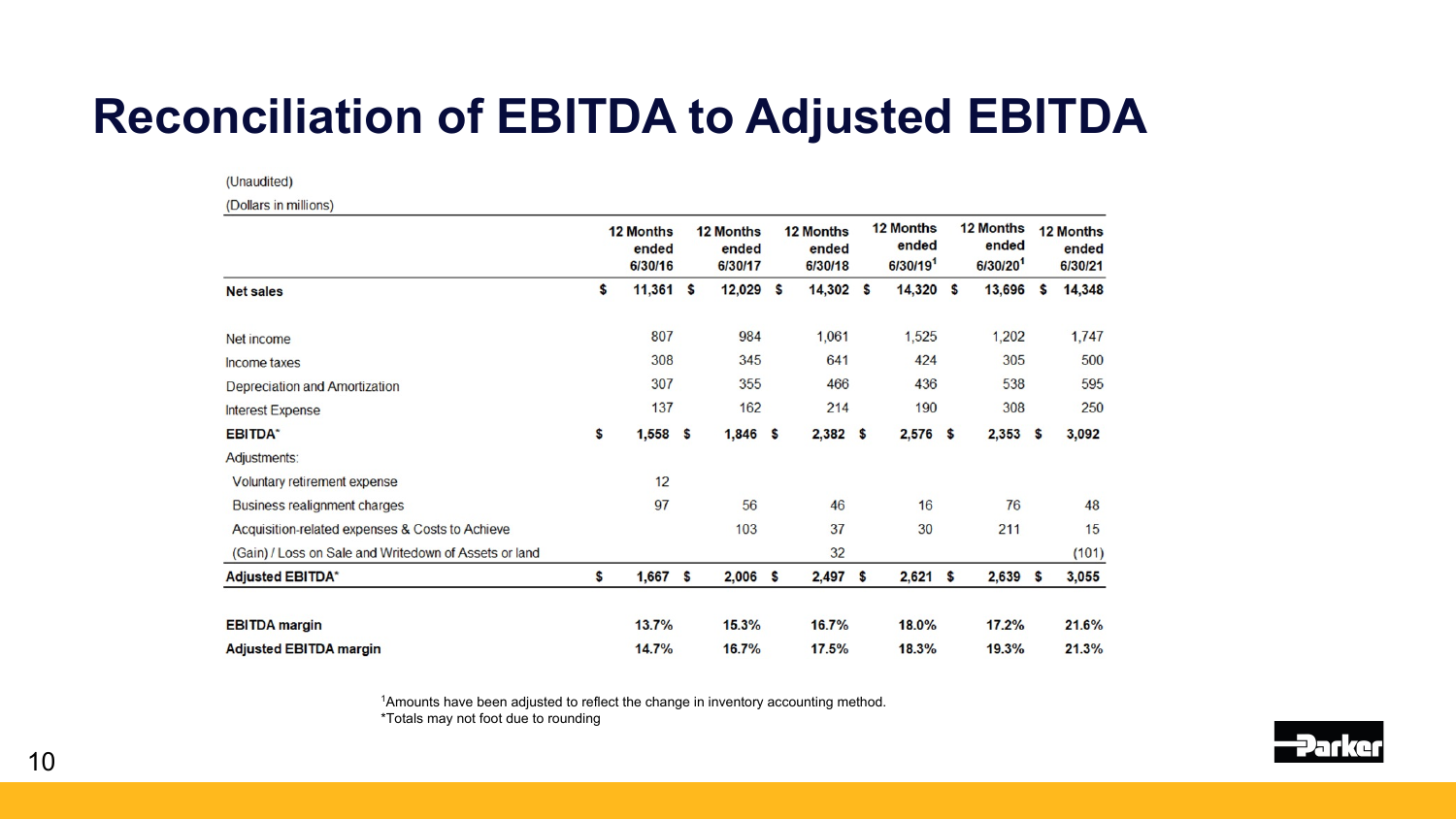# Reconciliation of EBITDA to Adjusted EBITDA

(Unaudited)

(Dollars in millions)

| | 12 Months ended 6/30/16 | 12 Months ended 6/30/17 | 12 Months ended 6/30/18 | 12 Months ended 6/30/19[1] | 12 Months ended 6/30/20[1] | 12 Months ended 6/30/21 |
|---|---|---|---|---|---|---|
| **Net sales** | **$ 11,361** | **$ 12,029** | **$ 14,302** | **$ 14,320** | **$ 13,696** | **$ 14,348** |
| Net income | 807 | 984 | 1,061 | 1,525 | 1,202 | 1,747 |
| Income taxes | 308 | 345 | 641 | 424 | 305 | 500 |
| Depreciation and Amortization | 307 | 355 | 466 | 436 | 538 | 595 |
| Interest Expense | 137 | 162 | 214 | 190 | 308 | 250 |
| **EBITDA*** | **$ 1,558** | **$ 1,846** | **$ 2,382** | **$ 2,576** | **$ 2,353** | **$ 3,092** |
| Adjustments: | | | | | | |
| Voluntary retirement expense | 12 | | | | | |
| Business realignment charges | 97 | 56 | 46 | 16 | 76 | 48 |
| Acquisition-related expenses & Costs to Achieve | | 103 | 37 | 30 | 211 | 15 |
| (Gain) / Loss on Sale and Writedown of Assets or land | | | 32 | | | (101) |
| **Adjusted EBITDA*** | **$ 1,667** | **$ 2,006** | **$ 2,497** | **$ 2,621** | **$ 2,639** | **$ 3,055** |
| **EBITDA margin** | **13.7%** | **15.3%** | **16.7%** | **18.0%** | **17.2%** | **21.6%** |
| **Adjusted EBITDA margin** | **14.7%** | **16.7%** | **17.5%** | **18.3%** | **19.3%** | **21.3%** |

[1]Amounts have been adjusted to reflect the change in inventory accounting method.

*Totals may not foot due to rounding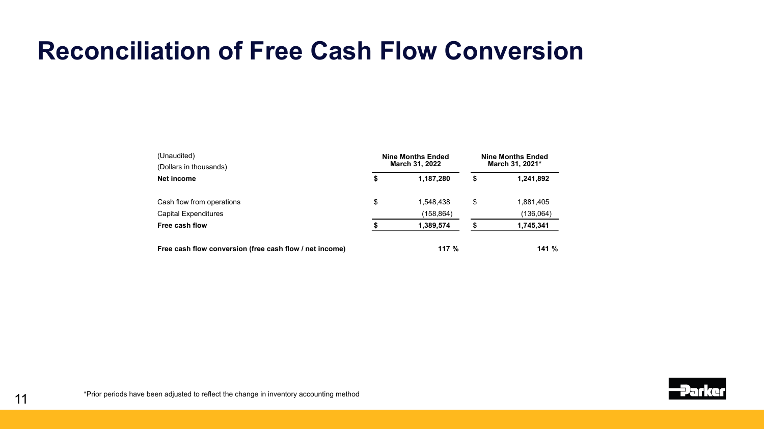# Reconciliation of Free Cash Flow Conversion

| (Unaudited)<br>(Dollars in thousands) | Nine Months Ended March 31, 2022 | Nine Months Ended March 31, 2021* |
|---|---|---|
| **Net income** | **$ 1,187,280** | **$ 1,241,892** |
| | | |
| Cash flow from operations | $ 1,548,438 | $ 1,881,405 |
| Capital Expenditures | (158,864) | (136,064) |
| **Free cash flow** | **$ 1,389,574** | **$ 1,745,341** |
| | | |
| **Free cash flow conversion (free cash flow / net income)** | **117 %** | **141 %** |

*Prior periods have been adjusted to reflect the change in inventory accounting method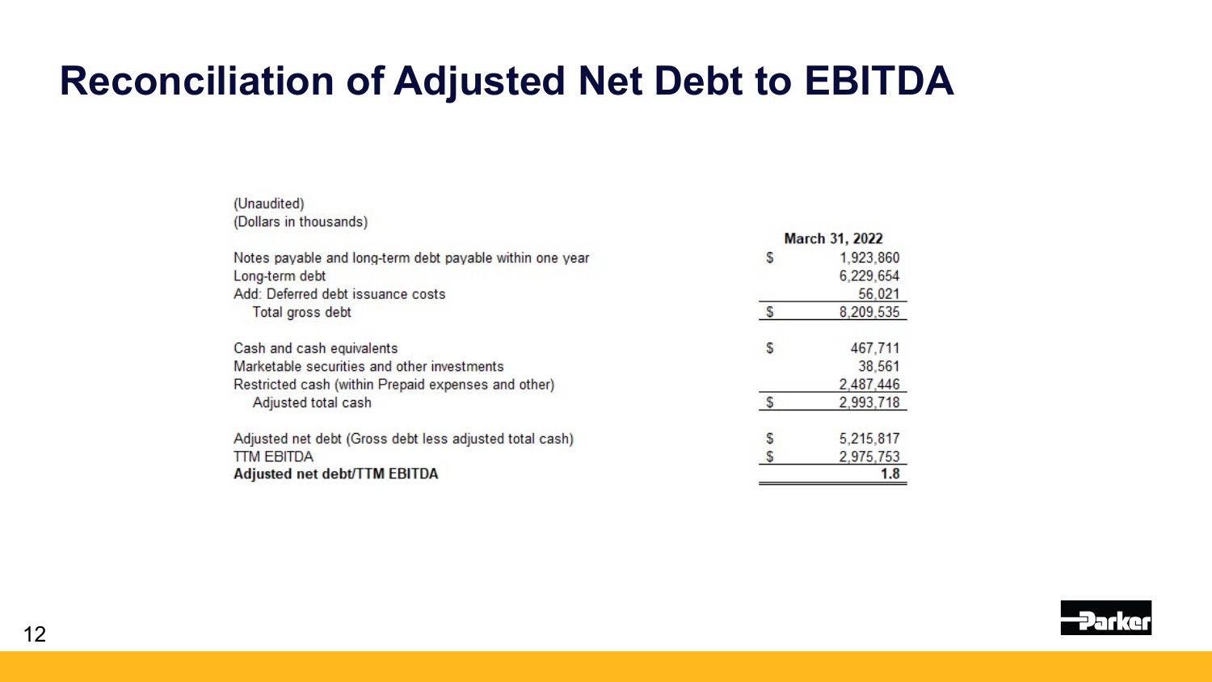# Reconciliation of Adjusted Net Debt to EBITDA

(Unaudited)
(Dollars in thousands)

| | March 31, 2022 |
|---|---|
| Notes payable and long-term debt payable within one year | $ 1,923,860 |
| Long-term debt | 6,229,654 |
| Add: Deferred debt issuance costs | 56,021 |
| Total gross debt | $ 8,209,535 |
| | |
| Cash and cash equivalents | $ 467,711 |
| Marketable securities and other investments | 38,561 |
| Restricted cash (within Prepaid expenses and other) | 2,487,446 |
| Adjusted total cash | $ 2,993,718 |
| | |
| Adjusted net debt (Gross debt less adjusted total cash) | $ 5,215,817 |
| TTM EBITDA | $ 2,975,753 |
| **Adjusted net debt/TTM EBITDA** | **1.8** |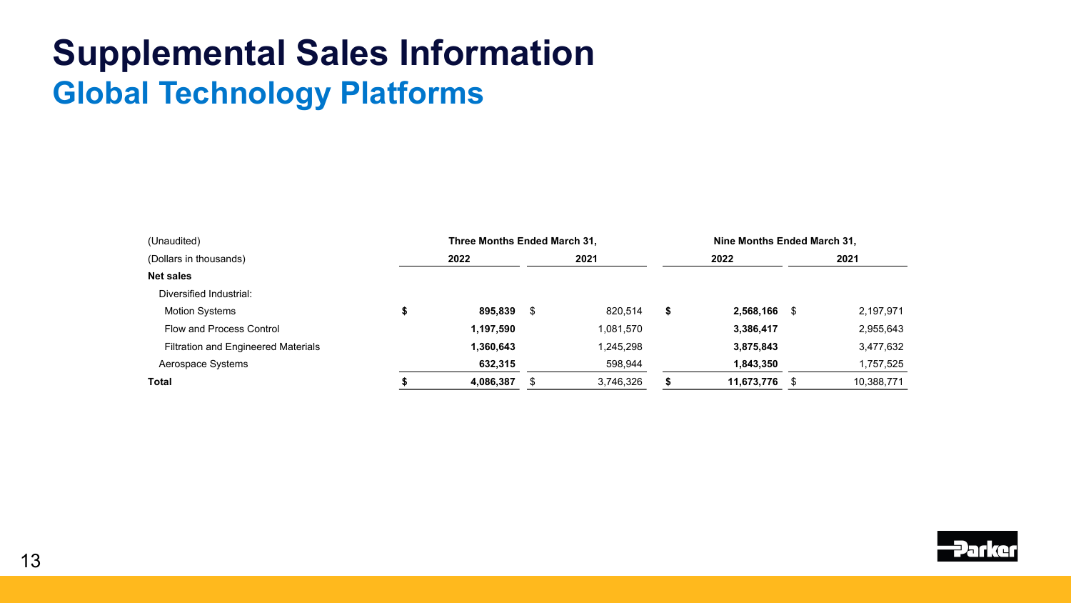# Supplemental Sales Information

## Global Technology Platforms

| (Unaudited) | Three Months Ended March 31, | | Nine Months Ended March 31, | |
|---|---|---|---|---|
| (Dollars in thousands) | 2022 | 2021 | 2022 | 2021 |
| **Net sales** | | | | |
| Diversified Industrial: | | | | |
| Motion Systems | **$ 895,839** | $ 820,514 | **$ 2,568,166** | $ 2,197,971 |
| Flow and Process Control | **1,197,590** | 1,081,570 | **3,386,417** | 2,955,643 |
| Filtration and Engineered Materials | **1,360,643** | 1,245,298 | **3,875,843** | 3,477,632 |
| Aerospace Systems | **632,315** | 598,944 | **1,843,350** | 1,757,525 |
| **Total** | **$ 4,086,387** | $ 3,746,326 | **$ 11,673,776** | $ 10,388,771 |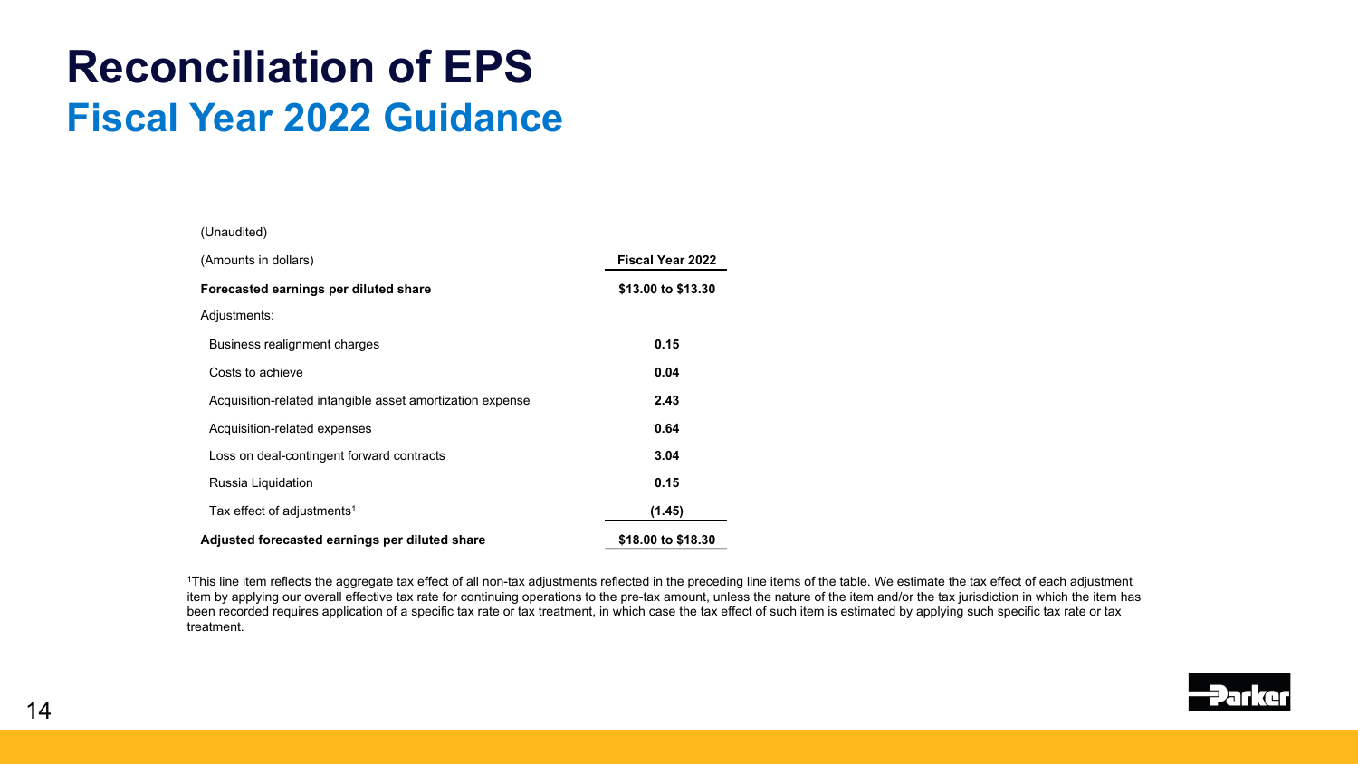# Reconciliation of EPS
## Fiscal Year 2022 Guidance

(Unaudited)

| (Amounts in dollars) | Fiscal Year 2022 |
|---|---|
| **Forecasted earnings per diluted share** | **$13.00 to $13.30** |
| Adjustments: | |
| Business realignment charges | **0.15** |
| Costs to achieve | **0.04** |
| Acquisition-related intangible asset amortization expense | **2.43** |
| Acquisition-related expenses | **0.64** |
| Loss on deal-contingent forward contracts | **3.04** |
| Russia Liquidation | **0.15** |
| Tax effect of adjustments[1] | **(1.45)** |
| **Adjusted forecasted earnings per diluted share** | **$18.00 to $18.30** |

[1]This line item reflects the aggregate tax effect of all non-tax adjustments reflected in the preceding line items of the table. We estimate the tax effect of each adjustment item by applying our overall effective tax rate for continuing operations to the pre-tax amount, unless the nature of the item and/or the tax jurisdiction in which the item has been recorded requires application of a specific tax rate or tax treatment, in which case the tax effect of such item is estimated by applying such specific tax rate or tax treatment.